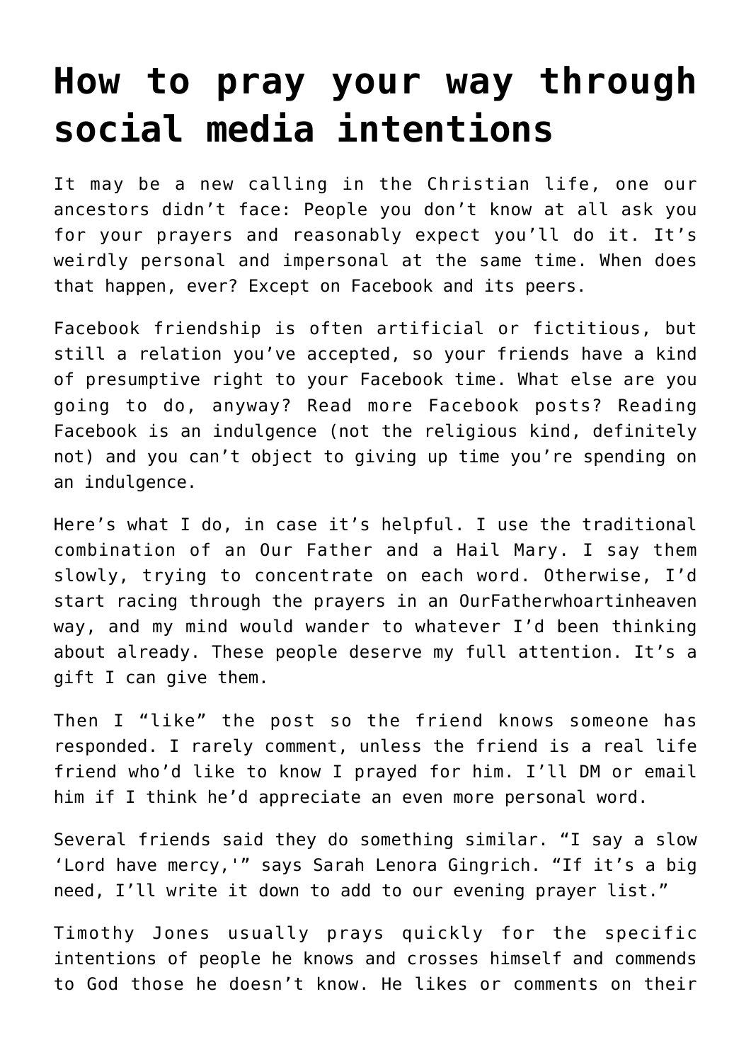# How to pray your way through social media intentions

It may be a new calling in the Christian life, one our ancestors didn't face: People you don't know at all ask you for your prayers and reasonably expect you'll do it. It's weirdly personal and impersonal at the same time. When does that happen, ever? Except on Facebook and its peers.

Facebook friendship is often artificial or fictitious, but still a relation you've accepted, so your friends have a kind of presumptive right to your Facebook time. What else are you going to do, anyway? Read more Facebook posts? Reading Facebook is an indulgence (not the religious kind, definitely not) and you can't object to giving up time you're spending on an indulgence.

Here's what I do, in case it's helpful. I use the traditional combination of an Our Father and a Hail Mary. I say them slowly, trying to concentrate on each word. Otherwise, I'd start racing through the prayers in an OurFatherwhoartinheaven way, and my mind would wander to whatever I'd been thinking about already. These people deserve my full attention. It's a gift I can give them.

Then I "like" the post so the friend knows someone has responded. I rarely comment, unless the friend is a real life friend who'd like to know I prayed for him. I'll DM or email him if I think he'd appreciate an even more personal word.

Several friends said they do something similar. "I say a slow 'Lord have mercy,'" says Sarah Lenora Gingrich. "If it's a big need, I'll write it down to add to our evening prayer list."

Timothy Jones usually prays quickly for the specific intentions of people he knows and crosses himself and commends to God those he doesn't know. He likes or comments on their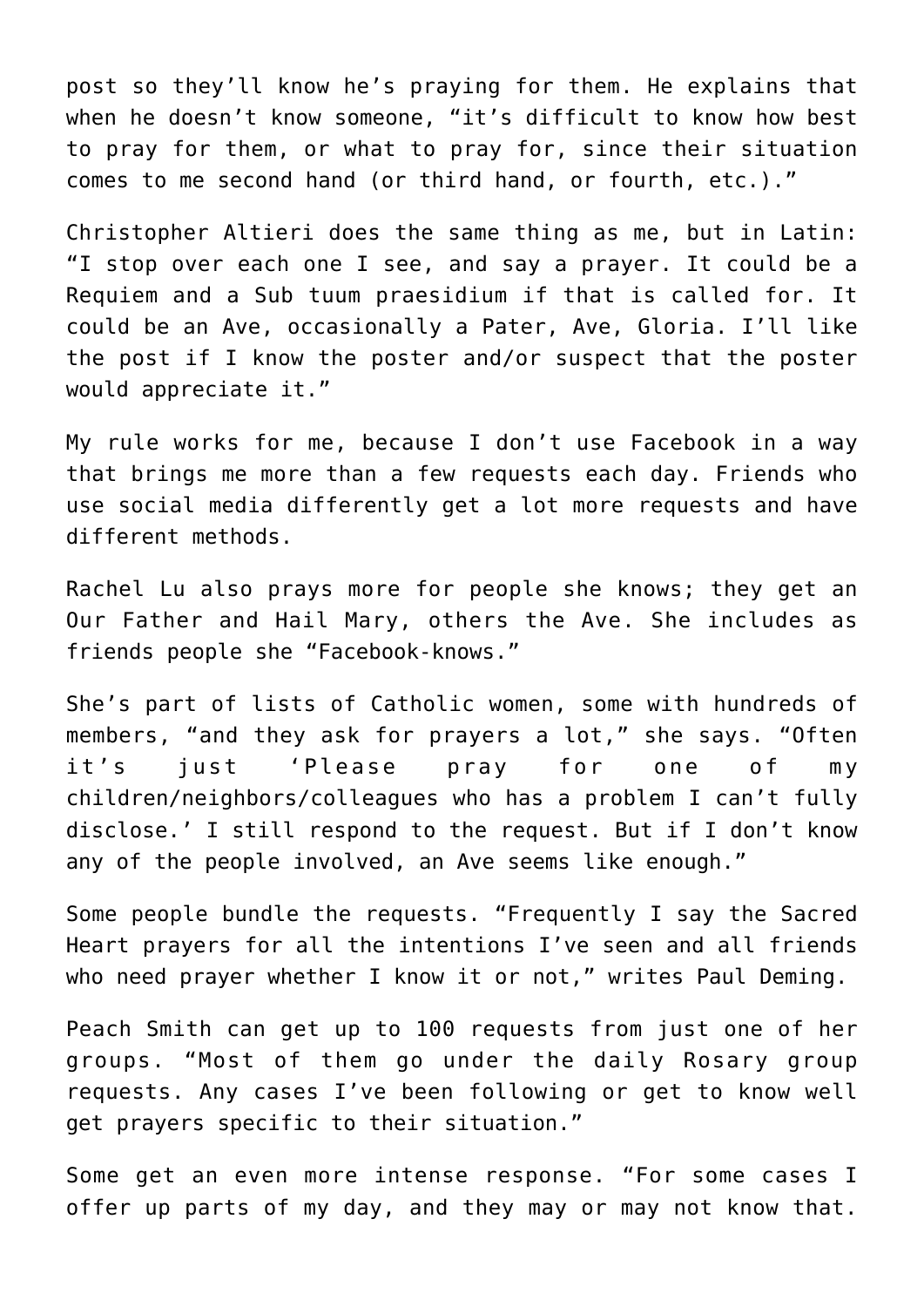post so they'll know he's praying for them. He explains that when he doesn't know someone, "it's difficult to know how best to pray for them, or what to pray for, since their situation comes to me second hand (or third hand, or fourth, etc.)."

Christopher Altieri does the same thing as me, but in Latin: "I stop over each one I see, and say a prayer. It could be a Requiem and a Sub tuum praesidium if that is called for. It could be an Ave, occasionally a Pater, Ave, Gloria. I'll like the post if I know the poster and/or suspect that the poster would appreciate it."

My rule works for me, because I don't use Facebook in a way that brings me more than a few requests each day. Friends who use social media differently get a lot more requests and have different methods.

Rachel Lu also prays more for people she knows; they get an Our Father and Hail Mary, others the Ave. She includes as friends people she "Facebook-knows."

She's part of lists of Catholic women, some with hundreds of members, "and they ask for prayers a lot," she says. "Often it's just 'Please pray for one of my children/neighbors/colleagues who has a problem I can't fully disclose.' I still respond to the request. But if I don't know any of the people involved, an Ave seems like enough."

Some people bundle the requests. "Frequently I say the Sacred Heart prayers for all the intentions I've seen and all friends who need prayer whether I know it or not," writes Paul Deming.

Peach Smith can get up to 100 requests from just one of her groups. "Most of them go under the daily Rosary group requests. Any cases I've been following or get to know well get prayers specific to their situation."

Some get an even more intense response. "For some cases I offer up parts of my day, and they may or may not know that.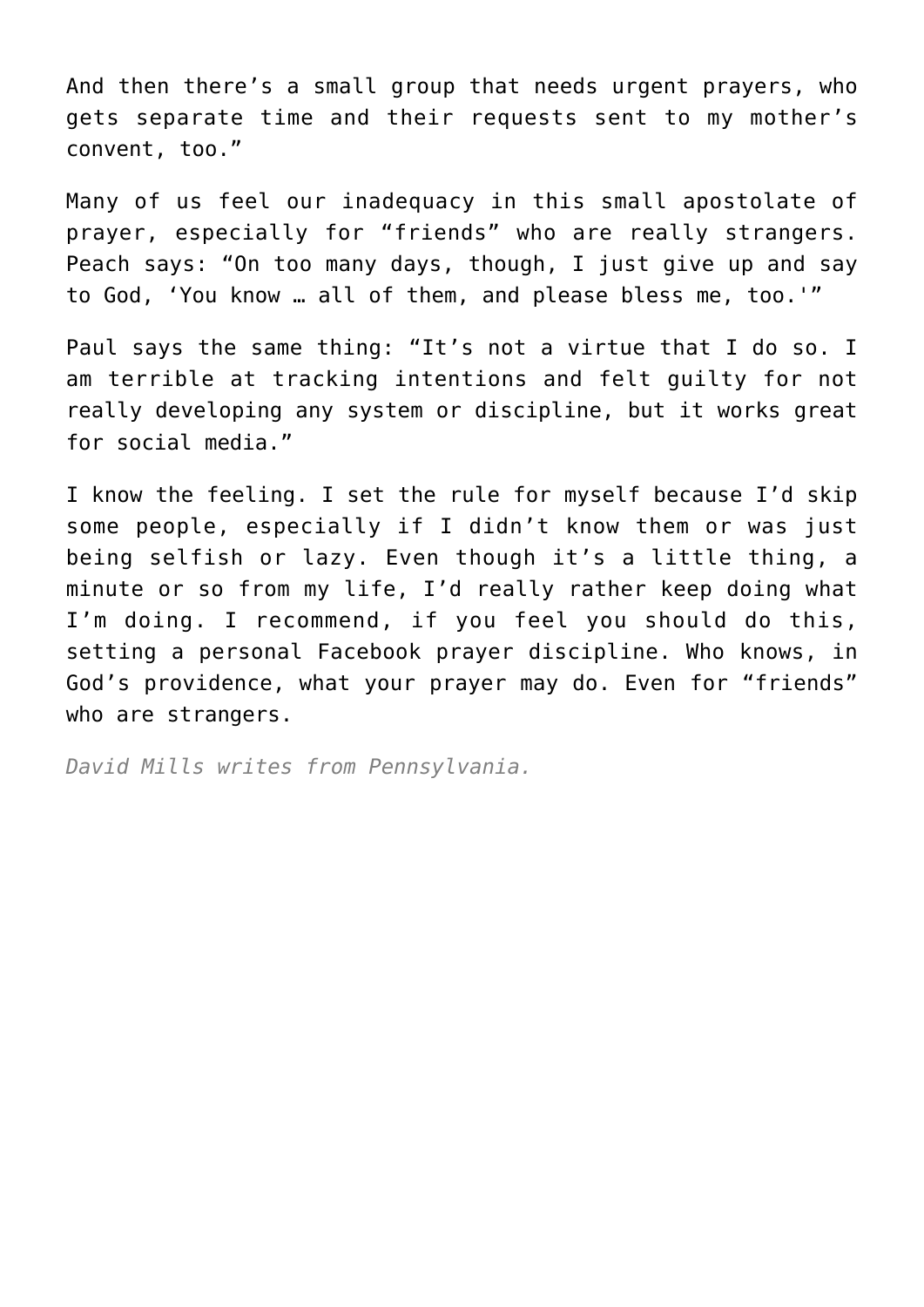And then there's a small group that needs urgent prayers, who gets separate time and their requests sent to my mother's convent, too."

Many of us feel our inadequacy in this small apostolate of prayer, especially for "friends" who are really strangers. Peach says: "On too many days, though, I just give up and say to God, 'You know … all of them, and please bless me, too.'"

Paul says the same thing: "It's not a virtue that I do so. I am terrible at tracking intentions and felt guilty for not really developing any system or discipline, but it works great for social media."

I know the feeling. I set the rule for myself because I'd skip some people, especially if I didn't know them or was just being selfish or lazy. Even though it's a little thing, a minute or so from my life, I'd really rather keep doing what I'm doing. I recommend, if you feel you should do this, setting a personal Facebook prayer discipline. Who knows, in God's providence, what your prayer may do. Even for "friends" who are strangers.

*David Mills writes from Pennsylvania.*